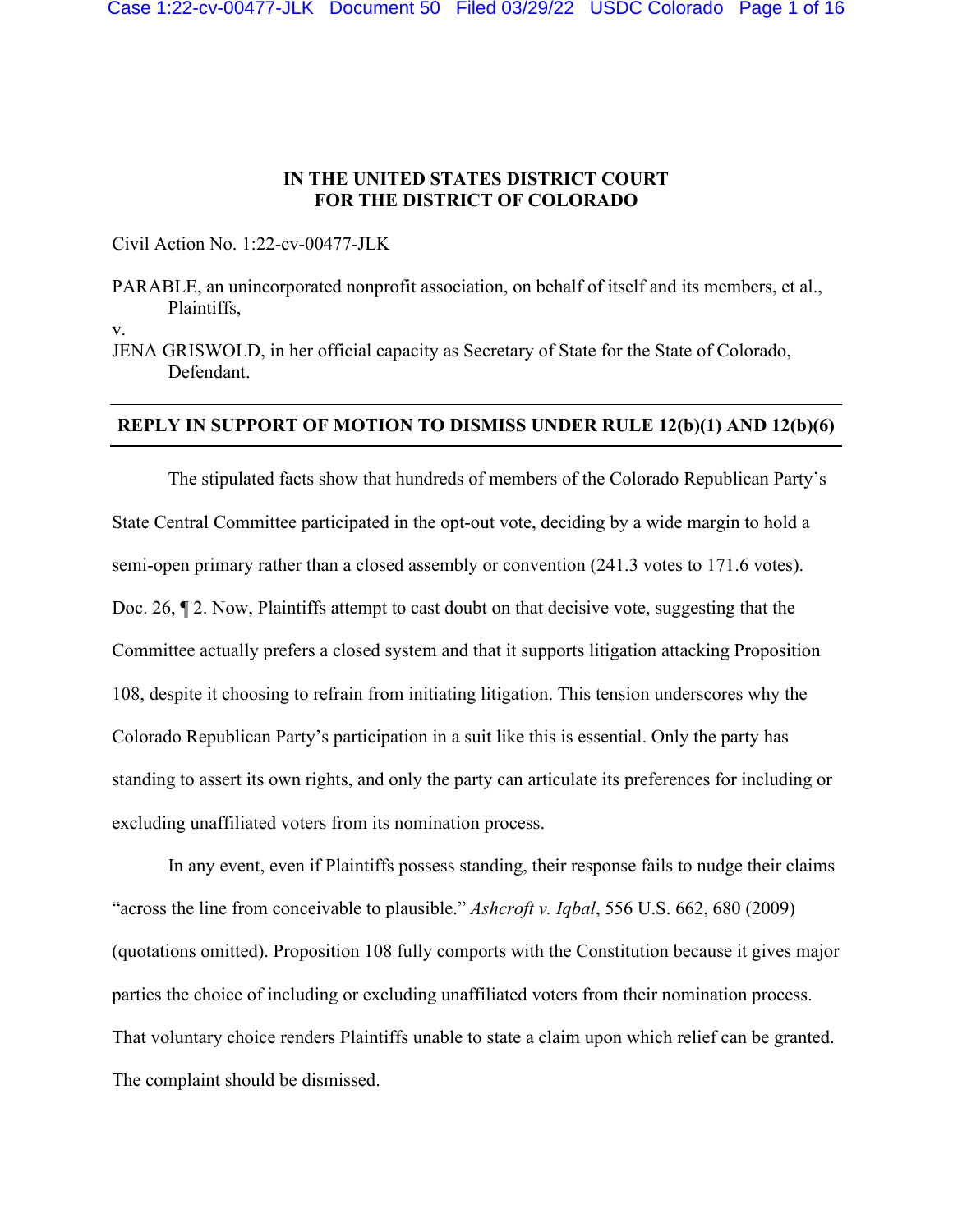**IN THE UNITED STATES DISTRICT COURT**
**FOR THE DISTRICT OF COLORADO**

Civil Action No. 1:22-cv-00477-JLK

PARABLE, an unincorporated nonprofit association, on behalf of itself and its members, et al.,
Plaintiffs,

v.

JENA GRISWOLD, in her official capacity as Secretary of State for the State of Colorado,
Defendant.

---

**REPLY IN SUPPORT OF MOTION TO DISMISS UNDER RULE 12(b)(1) AND 12(b)(6)**

---

The stipulated facts show that hundreds of members of the Colorado Republican Party's State Central Committee participated in the opt-out vote, deciding by a wide margin to hold a semi-open primary rather than a closed assembly or convention (241.3 votes to 171.6 votes). Doc. 26, ¶ 2. Now, Plaintiffs attempt to cast doubt on that decisive vote, suggesting that the Committee actually prefers a closed system and that it supports litigation attacking Proposition 108, despite it choosing to refrain from initiating litigation. This tension underscores why the Colorado Republican Party's participation in a suit like this is essential. Only the party has standing to assert its own rights, and only the party can articulate its preferences for including or excluding unaffiliated voters from its nomination process.

In any event, even if Plaintiffs possess standing, their response fails to nudge their claims "across the line from conceivable to plausible." *Ashcroft v. Iqbal*, 556 U.S. 662, 680 (2009) (quotations omitted). Proposition 108 fully comports with the Constitution because it gives major parties the choice of including or excluding unaffiliated voters from their nomination process. That voluntary choice renders Plaintiffs unable to state a claim upon which relief can be granted. The complaint should be dismissed.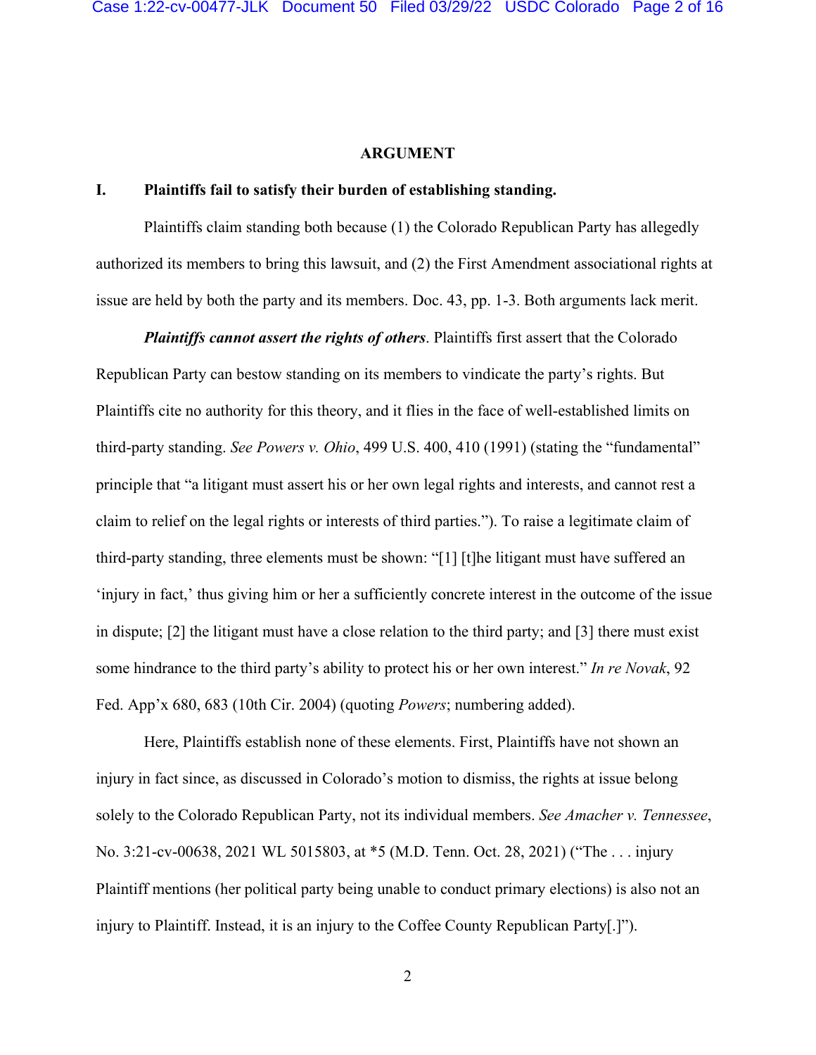## ARGUMENT

### I. Plaintiffs fail to satisfy their burden of establishing standing.

Plaintiffs claim standing both because (1) the Colorado Republican Party has allegedly authorized its members to bring this lawsuit, and (2) the First Amendment associational rights at issue are held by both the party and its members. Doc. 43, pp. 1-3. Both arguments lack merit.

***Plaintiffs cannot assert the rights of others***. Plaintiffs first assert that the Colorado Republican Party can bestow standing on its members to vindicate the party's rights. But Plaintiffs cite no authority for this theory, and it flies in the face of well-established limits on third-party standing. *See Powers v. Ohio*, 499 U.S. 400, 410 (1991) (stating the "fundamental" principle that "a litigant must assert his or her own legal rights and interests, and cannot rest a claim to relief on the legal rights or interests of third parties."). To raise a legitimate claim of third-party standing, three elements must be shown: "[1] [t]he litigant must have suffered an 'injury in fact,' thus giving him or her a sufficiently concrete interest in the outcome of the issue in dispute; [2] the litigant must have a close relation to the third party; and [3] there must exist some hindrance to the third party's ability to protect his or her own interest." *In re Novak*, 92 Fed. App'x 680, 683 (10th Cir. 2004) (quoting *Powers*; numbering added).

Here, Plaintiffs establish none of these elements. First, Plaintiffs have not shown an injury in fact since, as discussed in Colorado's motion to dismiss, the rights at issue belong solely to the Colorado Republican Party, not its individual members. *See Amacher v. Tennessee*, No. 3:21-cv-00638, 2021 WL 5015803, at *5 (M.D. Tenn. Oct. 28, 2021) ("The . . . injury Plaintiff mentions (her political party being unable to conduct primary elections) is also not an injury to Plaintiff. Instead, it is an injury to the Coffee County Republican Party[.]").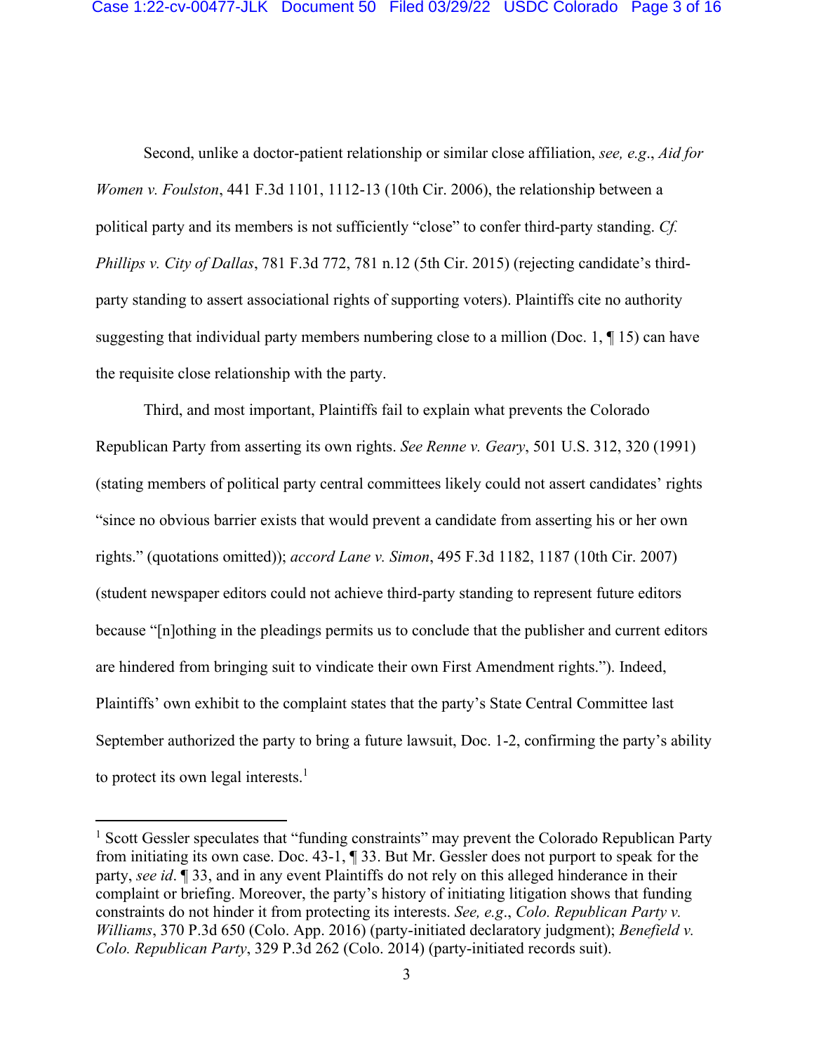Second, unlike a doctor-patient relationship or similar close affiliation, *see, e.g.*, *Aid for Women v. Foulston*, 441 F.3d 1101, 1112-13 (10th Cir. 2006), the relationship between a political party and its members is not sufficiently "close" to confer third-party standing. *Cf. Phillips v. City of Dallas*, 781 F.3d 772, 781 n.12 (5th Cir. 2015) (rejecting candidate's third-party standing to assert associational rights of supporting voters). Plaintiffs cite no authority suggesting that individual party members numbering close to a million (Doc. 1, ¶ 15) can have the requisite close relationship with the party.

Third, and most important, Plaintiffs fail to explain what prevents the Colorado Republican Party from asserting its own rights. *See Renne v. Geary*, 501 U.S. 312, 320 (1991) (stating members of political party central committees likely could not assert candidates' rights "since no obvious barrier exists that would prevent a candidate from asserting his or her own rights." (quotations omitted)); *accord Lane v. Simon*, 495 F.3d 1182, 1187 (10th Cir. 2007) (student newspaper editors could not achieve third-party standing to represent future editors because "[n]othing in the pleadings permits us to conclude that the publisher and current editors are hindered from bringing suit to vindicate their own First Amendment rights."). Indeed, Plaintiffs' own exhibit to the complaint states that the party's State Central Committee last September authorized the party to bring a future lawsuit, Doc. 1-2, confirming the party's ability to protect its own legal interests.[1]

---

[1] Scott Gessler speculates that "funding constraints" may prevent the Colorado Republican Party from initiating its own case. Doc. 43-1, ¶ 33. But Mr. Gessler does not purport to speak for the party, *see id*. ¶ 33, and in any event Plaintiffs do not rely on this alleged hinderance in their complaint or briefing. Moreover, the party's history of initiating litigation shows that funding constraints do not hinder it from protecting its interests. *See, e.g.*, *Colo. Republican Party v. Williams*, 370 P.3d 650 (Colo. App. 2016) (party-initiated declaratory judgment); *Benefield v. Colo. Republican Party*, 329 P.3d 262 (Colo. 2014) (party-initiated records suit).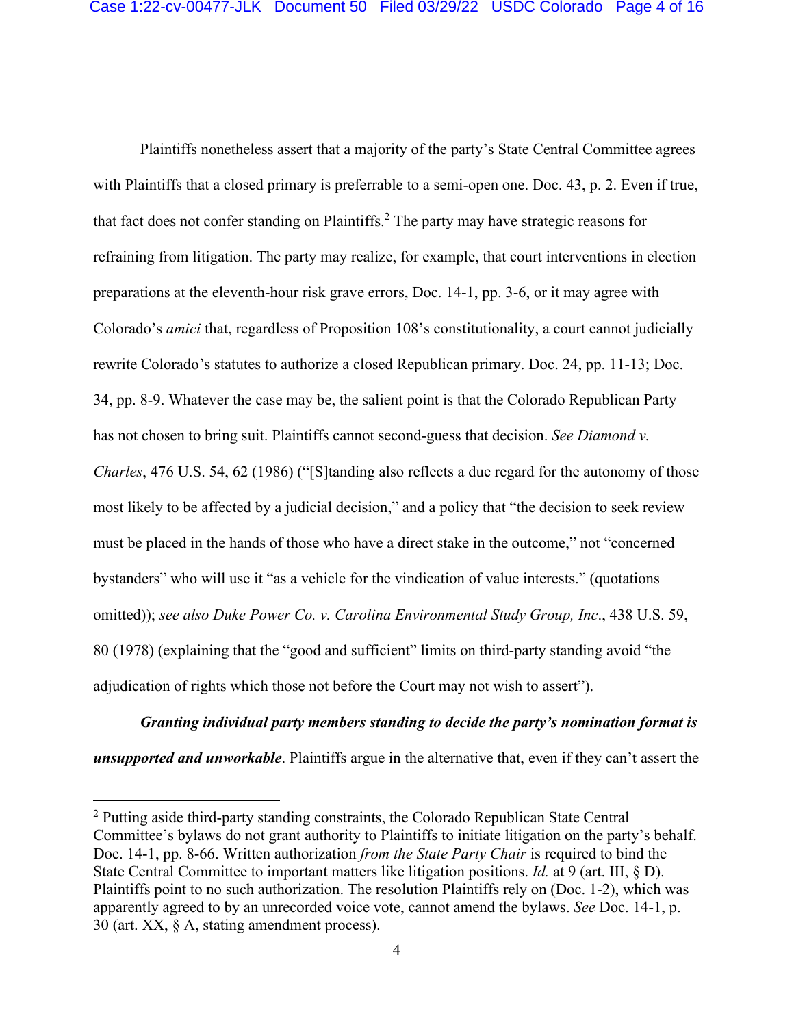Plaintiffs nonetheless assert that a majority of the party's State Central Committee agrees with Plaintiffs that a closed primary is preferrable to a semi-open one. Doc. 43, p. 2. Even if true, that fact does not confer standing on Plaintiffs.[2] The party may have strategic reasons for refraining from litigation. The party may realize, for example, that court interventions in election preparations at the eleventh-hour risk grave errors, Doc. 14-1, pp. 3-6, or it may agree with Colorado's *amici* that, regardless of Proposition 108's constitutionality, a court cannot judicially rewrite Colorado's statutes to authorize a closed Republican primary. Doc. 24, pp. 11-13; Doc. 34, pp. 8-9. Whatever the case may be, the salient point is that the Colorado Republican Party has not chosen to bring suit. Plaintiffs cannot second-guess that decision. *See Diamond v. Charles*, 476 U.S. 54, 62 (1986) ("[S]tanding also reflects a due regard for the autonomy of those most likely to be affected by a judicial decision," and a policy that "the decision to seek review must be placed in the hands of those who have a direct stake in the outcome," not "concerned bystanders" who will use it "as a vehicle for the vindication of value interests." (quotations omitted)); *see also Duke Power Co. v. Carolina Environmental Study Group, Inc*., 438 U.S. 59, 80 (1978) (explaining that the "good and sufficient" limits on third-party standing avoid "the adjudication of rights which those not before the Court may not wish to assert").

***Granting individual party members standing to decide the party's nomination format is unsupported and unworkable***. Plaintiffs argue in the alternative that, even if they can't assert the

---

[2] Putting aside third-party standing constraints, the Colorado Republican State Central Committee's bylaws do not grant authority to Plaintiffs to initiate litigation on the party's behalf. Doc. 14-1, pp. 8-66. Written authorization *from the State Party Chair* is required to bind the State Central Committee to important matters like litigation positions. *Id.* at 9 (art. III, § D). Plaintiffs point to no such authorization. The resolution Plaintiffs rely on (Doc. 1-2), which was apparently agreed to by an unrecorded voice vote, cannot amend the bylaws. *See* Doc. 14-1, p. 30 (art. XX, § A, stating amendment process).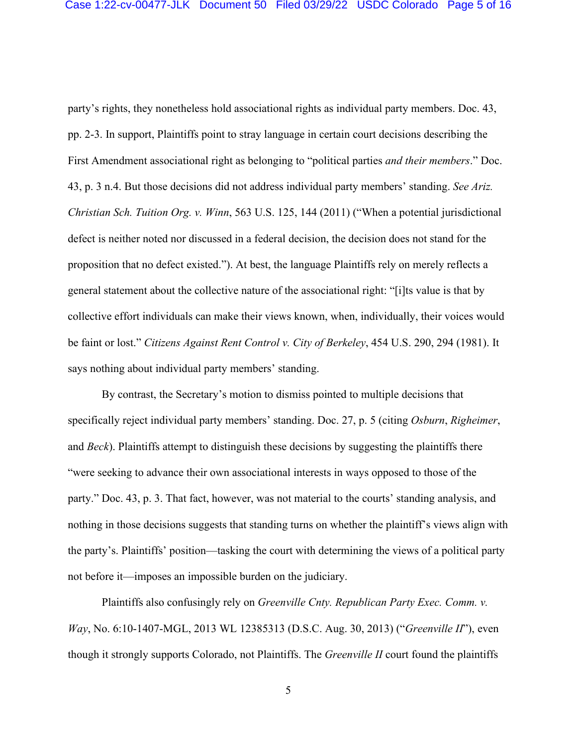party's rights, they nonetheless hold associational rights as individual party members. Doc. 43, pp. 2-3. In support, Plaintiffs point to stray language in certain court decisions describing the First Amendment associational right as belonging to "political parties *and their members*." Doc. 43, p. 3 n.4. But those decisions did not address individual party members' standing. *See Ariz. Christian Sch. Tuition Org. v. Winn*, 563 U.S. 125, 144 (2011) ("When a potential jurisdictional defect is neither noted nor discussed in a federal decision, the decision does not stand for the proposition that no defect existed."). At best, the language Plaintiffs rely on merely reflects a general statement about the collective nature of the associational right: "[i]ts value is that by collective effort individuals can make their views known, when, individually, their voices would be faint or lost." *Citizens Against Rent Control v. City of Berkeley*, 454 U.S. 290, 294 (1981). It says nothing about individual party members' standing.

By contrast, the Secretary's motion to dismiss pointed to multiple decisions that specifically reject individual party members' standing. Doc. 27, p. 5 (citing *Osburn*, *Righeimer*, and *Beck*). Plaintiffs attempt to distinguish these decisions by suggesting the plaintiffs there "were seeking to advance their own associational interests in ways opposed to those of the party." Doc. 43, p. 3. That fact, however, was not material to the courts' standing analysis, and nothing in those decisions suggests that standing turns on whether the plaintiff's views align with the party's. Plaintiffs' position—tasking the court with determining the views of a political party not before it—imposes an impossible burden on the judiciary.

Plaintiffs also confusingly rely on *Greenville Cnty. Republican Party Exec. Comm. v. Way*, No. 6:10-1407-MGL, 2013 WL 12385313 (D.S.C. Aug. 30, 2013) ("*Greenville II*"), even though it strongly supports Colorado, not Plaintiffs. The *Greenville II* court found the plaintiffs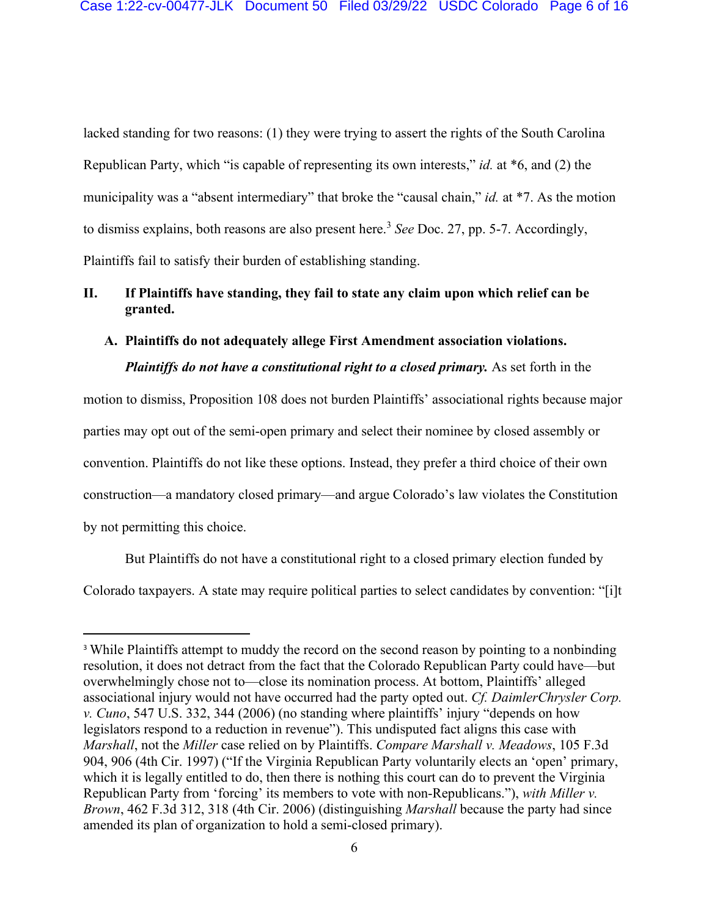lacked standing for two reasons: (1) they were trying to assert the rights of the South Carolina Republican Party, which "is capable of representing its own interests," *id.* at *6, and (2) the municipality was a "absent intermediary" that broke the "causal chain," *id.* at *7. As the motion to dismiss explains, both reasons are also present here.[3] *See* Doc. 27, pp. 5-7. Accordingly, Plaintiffs fail to satisfy their burden of establishing standing.

## II. If Plaintiffs have standing, they fail to state any claim upon which relief can be granted.

### A. Plaintiffs do not adequately allege First Amendment association violations.

***Plaintiffs do not have a constitutional right to a closed primary.*** As set forth in the motion to dismiss, Proposition 108 does not burden Plaintiffs' associational rights because major parties may opt out of the semi-open primary and select their nominee by closed assembly or convention. Plaintiffs do not like these options. Instead, they prefer a third choice of their own construction—a mandatory closed primary—and argue Colorado's law violates the Constitution by not permitting this choice.

But Plaintiffs do not have a constitutional right to a closed primary election funded by Colorado taxpayers. A state may require political parties to select candidates by convention: "[i]t

---

[3] While Plaintiffs attempt to muddy the record on the second reason by pointing to a nonbinding resolution, it does not detract from the fact that the Colorado Republican Party could have—but overwhelmingly chose not to—close its nomination process. At bottom, Plaintiffs' alleged associational injury would not have occurred had the party opted out. *Cf. DaimlerChrysler Corp. v. Cuno*, 547 U.S. 332, 344 (2006) (no standing where plaintiffs' injury "depends on how legislators respond to a reduction in revenue"). This undisputed fact aligns this case with *Marshall*, not the *Miller* case relied on by Plaintiffs. *Compare Marshall v. Meadows*, 105 F.3d 904, 906 (4th Cir. 1997) ("If the Virginia Republican Party voluntarily elects an 'open' primary, which it is legally entitled to do, then there is nothing this court can do to prevent the Virginia Republican Party from 'forcing' its members to vote with non-Republicans."), *with Miller v. Brown*, 462 F.3d 312, 318 (4th Cir. 2006) (distinguishing *Marshall* because the party had since amended its plan of organization to hold a semi-closed primary).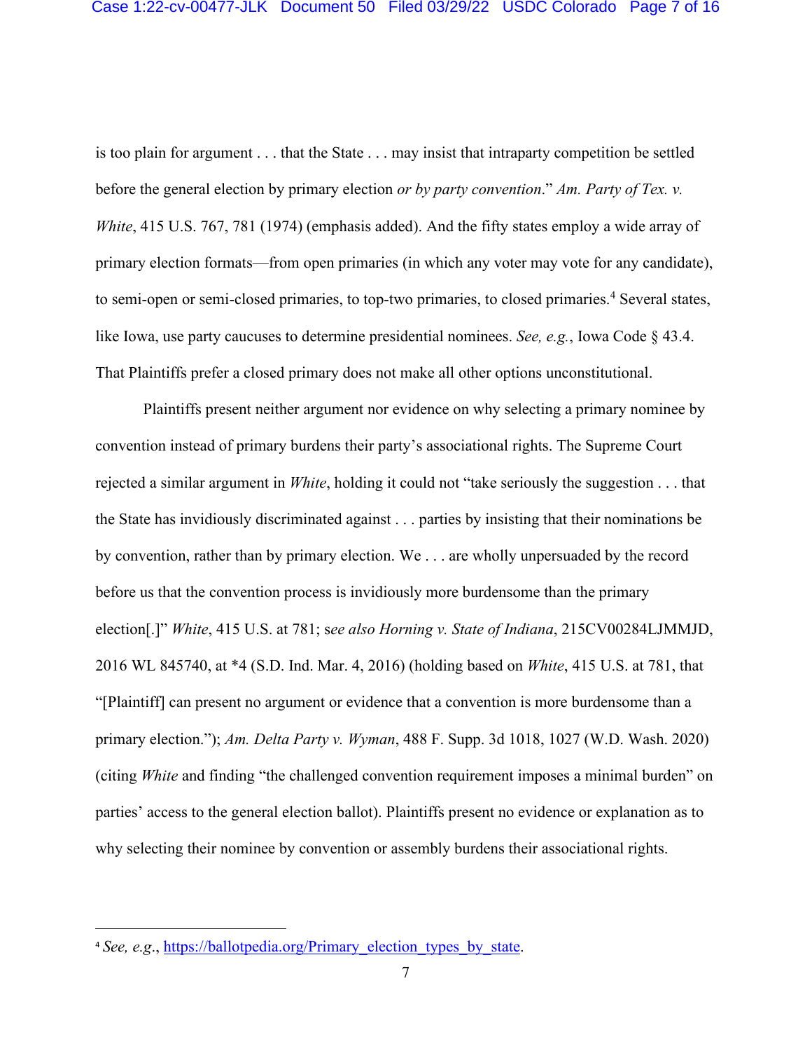is too plain for argument . . . that the State . . . may insist that intraparty competition be settled before the general election by primary election *or by party convention*." *Am. Party of Tex. v. White*, 415 U.S. 767, 781 (1974) (emphasis added). And the fifty states employ a wide array of primary election formats—from open primaries (in which any voter may vote for any candidate), to semi-open or semi-closed primaries, to top-two primaries, to closed primaries.[4] Several states, like Iowa, use party caucuses to determine presidential nominees. *See, e.g.*, Iowa Code § 43.4. That Plaintiffs prefer a closed primary does not make all other options unconstitutional.

Plaintiffs present neither argument nor evidence on why selecting a primary nominee by convention instead of primary burdens their party's associational rights. The Supreme Court rejected a similar argument in *White*, holding it could not "take seriously the suggestion . . . that the State has invidiously discriminated against . . . parties by insisting that their nominations be by convention, rather than by primary election. We . . . are wholly unpersuaded by the record before us that the convention process is invidiously more burdensome than the primary election[.]" *White*, 415 U.S. at 781; s*ee also Horning v. State of Indiana*, 215CV00284LJMMJD, 2016 WL 845740, at *4 (S.D. Ind. Mar. 4, 2016) (holding based on *White*, 415 U.S. at 781, that "[Plaintiff] can present no argument or evidence that a convention is more burdensome than a primary election."); *Am. Delta Party v. Wyman*, 488 F. Supp. 3d 1018, 1027 (W.D. Wash. 2020) (citing *White* and finding "the challenged convention requirement imposes a minimal burden" on parties' access to the general election ballot). Plaintiffs present no evidence or explanation as to why selecting their nominee by convention or assembly burdens their associational rights.

---

[4] *See, e.g.*, https://ballotpedia.org/Primary_election_types_by_state.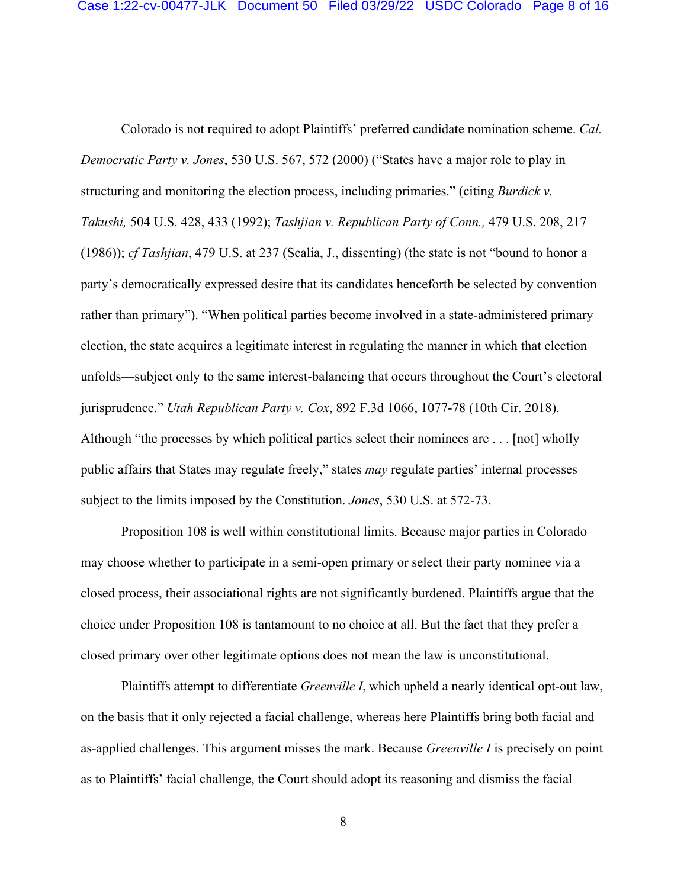Colorado is not required to adopt Plaintiffs' preferred candidate nomination scheme. *Cal. Democratic Party v. Jones*, 530 U.S. 567, 572 (2000) ("States have a major role to play in structuring and monitoring the election process, including primaries." (citing *Burdick v. Takushi,* 504 U.S. 428, 433 (1992); *Tashjian v. Republican Party of Conn.,* 479 U.S. 208, 217 (1986)); *cf Tashjian*, 479 U.S. at 237 (Scalia, J., dissenting) (the state is not "bound to honor a party's democratically expressed desire that its candidates henceforth be selected by convention rather than primary"). "When political parties become involved in a state-administered primary election, the state acquires a legitimate interest in regulating the manner in which that election unfolds—subject only to the same interest-balancing that occurs throughout the Court's electoral jurisprudence." *Utah Republican Party v. Cox*, 892 F.3d 1066, 1077-78 (10th Cir. 2018). Although "the processes by which political parties select their nominees are . . . [not] wholly public affairs that States may regulate freely," states *may* regulate parties' internal processes subject to the limits imposed by the Constitution. *Jones*, 530 U.S. at 572-73.

Proposition 108 is well within constitutional limits. Because major parties in Colorado may choose whether to participate in a semi-open primary or select their party nominee via a closed process, their associational rights are not significantly burdened. Plaintiffs argue that the choice under Proposition 108 is tantamount to no choice at all. But the fact that they prefer a closed primary over other legitimate options does not mean the law is unconstitutional.

Plaintiffs attempt to differentiate *Greenville I*, which upheld a nearly identical opt-out law, on the basis that it only rejected a facial challenge, whereas here Plaintiffs bring both facial and as-applied challenges. This argument misses the mark. Because *Greenville I* is precisely on point as to Plaintiffs' facial challenge, the Court should adopt its reasoning and dismiss the facial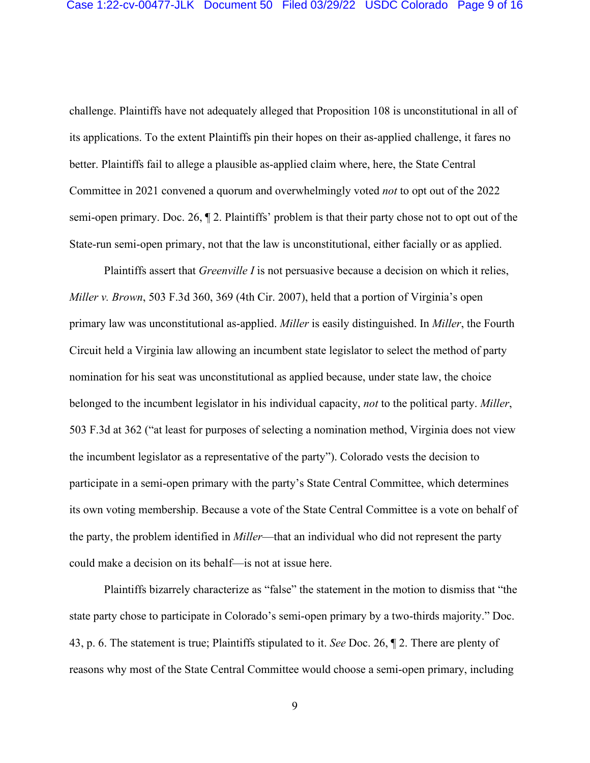challenge. Plaintiffs have not adequately alleged that Proposition 108 is unconstitutional in all of its applications. To the extent Plaintiffs pin their hopes on their as-applied challenge, it fares no better. Plaintiffs fail to allege a plausible as-applied claim where, here, the State Central Committee in 2021 convened a quorum and overwhelmingly voted *not* to opt out of the 2022 semi-open primary. Doc. 26, ¶ 2. Plaintiffs' problem is that their party chose not to opt out of the State-run semi-open primary, not that the law is unconstitutional, either facially or as applied.

Plaintiffs assert that *Greenville I* is not persuasive because a decision on which it relies, *Miller v. Brown*, 503 F.3d 360, 369 (4th Cir. 2007), held that a portion of Virginia's open primary law was unconstitutional as-applied. *Miller* is easily distinguished. In *Miller*, the Fourth Circuit held a Virginia law allowing an incumbent state legislator to select the method of party nomination for his seat was unconstitutional as applied because, under state law, the choice belonged to the incumbent legislator in his individual capacity, *not* to the political party. *Miller*, 503 F.3d at 362 ("at least for purposes of selecting a nomination method, Virginia does not view the incumbent legislator as a representative of the party"). Colorado vests the decision to participate in a semi-open primary with the party's State Central Committee, which determines its own voting membership. Because a vote of the State Central Committee is a vote on behalf of the party, the problem identified in *Miller*—that an individual who did not represent the party could make a decision on its behalf—is not at issue here.

Plaintiffs bizarrely characterize as "false" the statement in the motion to dismiss that "the state party chose to participate in Colorado's semi-open primary by a two-thirds majority." Doc. 43, p. 6. The statement is true; Plaintiffs stipulated to it. *See* Doc. 26, ¶ 2. There are plenty of reasons why most of the State Central Committee would choose a semi-open primary, including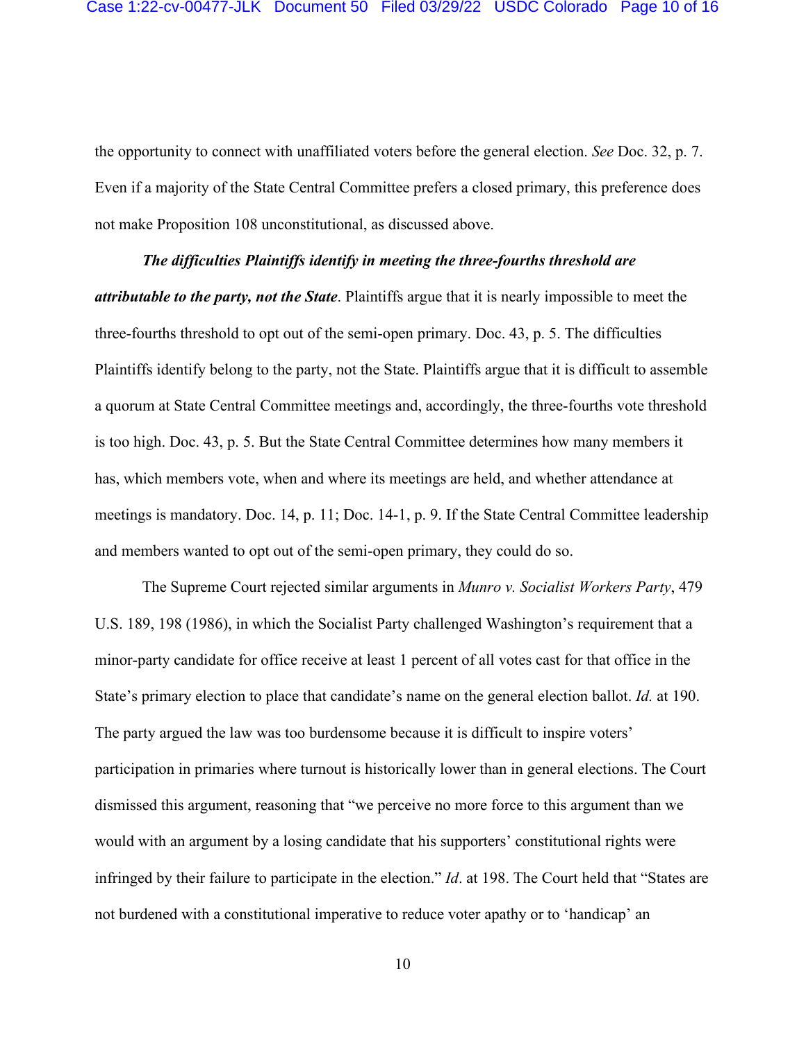the opportunity to connect with unaffiliated voters before the general election. *See* Doc. 32, p. 7. Even if a majority of the State Central Committee prefers a closed primary, this preference does not make Proposition 108 unconstitutional, as discussed above.

***The difficulties Plaintiffs identify in meeting the three-fourths threshold are attributable to the party, not the State***. Plaintiffs argue that it is nearly impossible to meet the three-fourths threshold to opt out of the semi-open primary. Doc. 43, p. 5. The difficulties Plaintiffs identify belong to the party, not the State. Plaintiffs argue that it is difficult to assemble a quorum at State Central Committee meetings and, accordingly, the three-fourths vote threshold is too high. Doc. 43, p. 5. But the State Central Committee determines how many members it has, which members vote, when and where its meetings are held, and whether attendance at meetings is mandatory. Doc. 14, p. 11; Doc. 14-1, p. 9. If the State Central Committee leadership and members wanted to opt out of the semi-open primary, they could do so.

The Supreme Court rejected similar arguments in *Munro v. Socialist Workers Party*, 479 U.S. 189, 198 (1986), in which the Socialist Party challenged Washington's requirement that a minor-party candidate for office receive at least 1 percent of all votes cast for that office in the State's primary election to place that candidate's name on the general election ballot. *Id.* at 190. The party argued the law was too burdensome because it is difficult to inspire voters' participation in primaries where turnout is historically lower than in general elections. The Court dismissed this argument, reasoning that "we perceive no more force to this argument than we would with an argument by a losing candidate that his supporters' constitutional rights were infringed by their failure to participate in the election." *Id*. at 198. The Court held that "States are not burdened with a constitutional imperative to reduce voter apathy or to 'handicap' an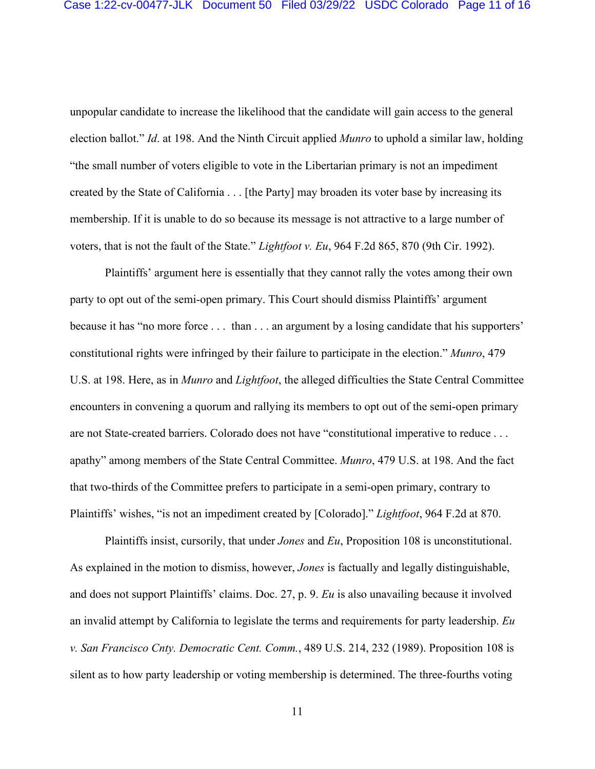unpopular candidate to increase the likelihood that the candidate will gain access to the general election ballot." *Id*. at 198. And the Ninth Circuit applied *Munro* to uphold a similar law, holding "the small number of voters eligible to vote in the Libertarian primary is not an impediment created by the State of California . . . [the Party] may broaden its voter base by increasing its membership. If it is unable to do so because its message is not attractive to a large number of voters, that is not the fault of the State." *Lightfoot v. Eu*, 964 F.2d 865, 870 (9th Cir. 1992).

Plaintiffs' argument here is essentially that they cannot rally the votes among their own party to opt out of the semi-open primary. This Court should dismiss Plaintiffs' argument because it has "no more force . . . than . . . an argument by a losing candidate that his supporters' constitutional rights were infringed by their failure to participate in the election." *Munro*, 479 U.S. at 198. Here, as in *Munro* and *Lightfoot*, the alleged difficulties the State Central Committee encounters in convening a quorum and rallying its members to opt out of the semi-open primary are not State-created barriers. Colorado does not have "constitutional imperative to reduce . . . apathy" among members of the State Central Committee. *Munro*, 479 U.S. at 198. And the fact that two-thirds of the Committee prefers to participate in a semi-open primary, contrary to Plaintiffs' wishes, "is not an impediment created by [Colorado]." *Lightfoot*, 964 F.2d at 870.

Plaintiffs insist, cursorily, that under *Jones* and *Eu*, Proposition 108 is unconstitutional. As explained in the motion to dismiss, however, *Jones* is factually and legally distinguishable, and does not support Plaintiffs' claims. Doc. 27, p. 9. *Eu* is also unavailing because it involved an invalid attempt by California to legislate the terms and requirements for party leadership. *Eu v. San Francisco Cnty. Democratic Cent. Comm.*, 489 U.S. 214, 232 (1989). Proposition 108 is silent as to how party leadership or voting membership is determined. The three-fourths voting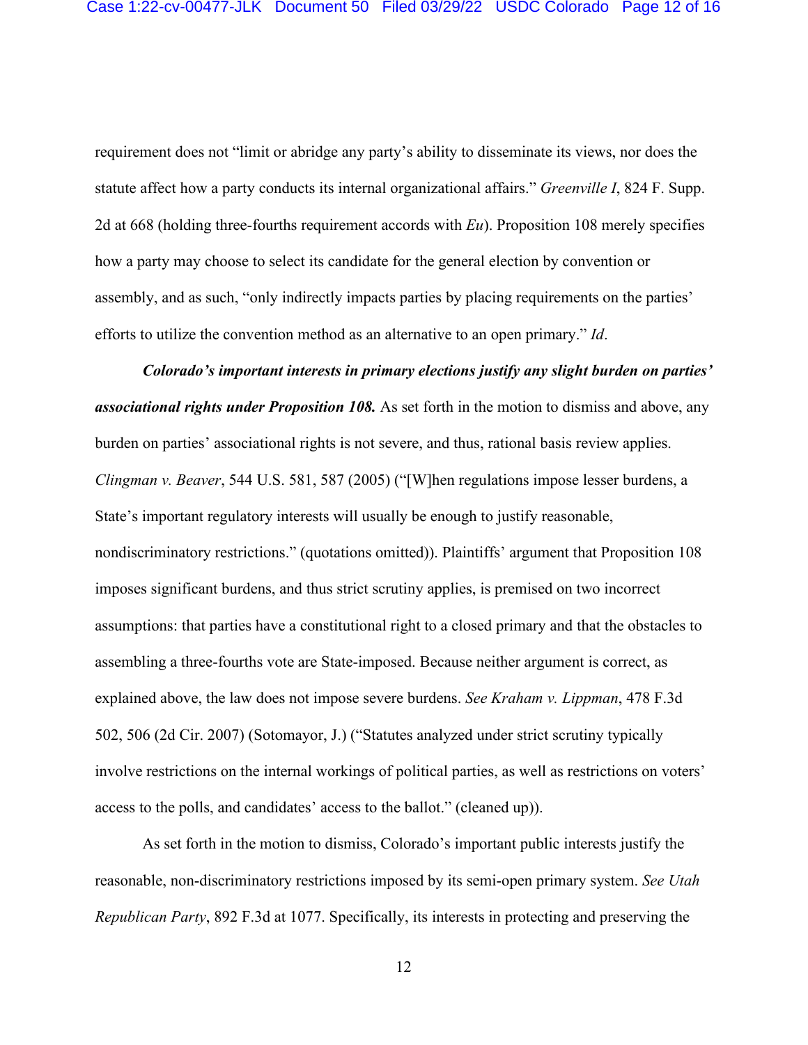requirement does not "limit or abridge any party's ability to disseminate its views, nor does the statute affect how a party conducts its internal organizational affairs." *Greenville I*, 824 F. Supp. 2d at 668 (holding three-fourths requirement accords with *Eu*). Proposition 108 merely specifies how a party may choose to select its candidate for the general election by convention or assembly, and as such, "only indirectly impacts parties by placing requirements on the parties' efforts to utilize the convention method as an alternative to an open primary." *Id*.

***Colorado's important interests in primary elections justify any slight burden on parties' associational rights under Proposition 108.*** As set forth in the motion to dismiss and above, any burden on parties' associational rights is not severe, and thus, rational basis review applies. *Clingman v. Beaver*, 544 U.S. 581, 587 (2005) ("[W]hen regulations impose lesser burdens, a State's important regulatory interests will usually be enough to justify reasonable, nondiscriminatory restrictions." (quotations omitted)). Plaintiffs' argument that Proposition 108 imposes significant burdens, and thus strict scrutiny applies, is premised on two incorrect assumptions: that parties have a constitutional right to a closed primary and that the obstacles to assembling a three-fourths vote are State-imposed. Because neither argument is correct, as explained above, the law does not impose severe burdens. *See Kraham v. Lippman*, 478 F.3d 502, 506 (2d Cir. 2007) (Sotomayor, J.) ("Statutes analyzed under strict scrutiny typically involve restrictions on the internal workings of political parties, as well as restrictions on voters' access to the polls, and candidates' access to the ballot." (cleaned up)).

As set forth in the motion to dismiss, Colorado's important public interests justify the reasonable, non-discriminatory restrictions imposed by its semi-open primary system. *See Utah Republican Party*, 892 F.3d at 1077. Specifically, its interests in protecting and preserving the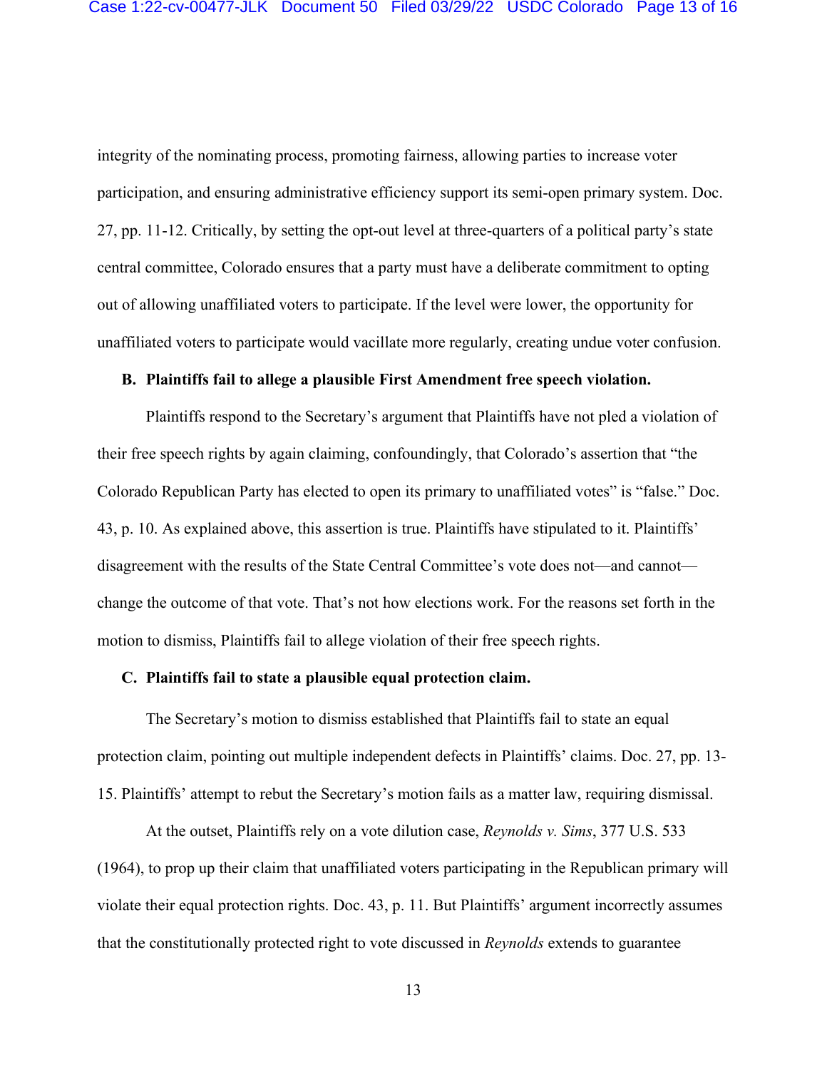integrity of the nominating process, promoting fairness, allowing parties to increase voter participation, and ensuring administrative efficiency support its semi-open primary system. Doc. 27, pp. 11-12. Critically, by setting the opt-out level at three-quarters of a political party's state central committee, Colorado ensures that a party must have a deliberate commitment to opting out of allowing unaffiliated voters to participate. If the level were lower, the opportunity for unaffiliated voters to participate would vacillate more regularly, creating undue voter confusion.

### B. Plaintiffs fail to allege a plausible First Amendment free speech violation.

Plaintiffs respond to the Secretary's argument that Plaintiffs have not pled a violation of their free speech rights by again claiming, confoundingly, that Colorado's assertion that "the Colorado Republican Party has elected to open its primary to unaffiliated votes" is "false." Doc. 43, p. 10. As explained above, this assertion is true. Plaintiffs have stipulated to it. Plaintiffs' disagreement with the results of the State Central Committee's vote does not—and cannot—change the outcome of that vote. That's not how elections work. For the reasons set forth in the motion to dismiss, Plaintiffs fail to allege violation of their free speech rights.

### C. Plaintiffs fail to state a plausible equal protection claim.

The Secretary's motion to dismiss established that Plaintiffs fail to state an equal protection claim, pointing out multiple independent defects in Plaintiffs' claims. Doc. 27, pp. 13-15. Plaintiffs' attempt to rebut the Secretary's motion fails as a matter law, requiring dismissal.

At the outset, Plaintiffs rely on a vote dilution case, *Reynolds v. Sims*, 377 U.S. 533 (1964), to prop up their claim that unaffiliated voters participating in the Republican primary will violate their equal protection rights. Doc. 43, p. 11. But Plaintiffs' argument incorrectly assumes that the constitutionally protected right to vote discussed in *Reynolds* extends to guarantee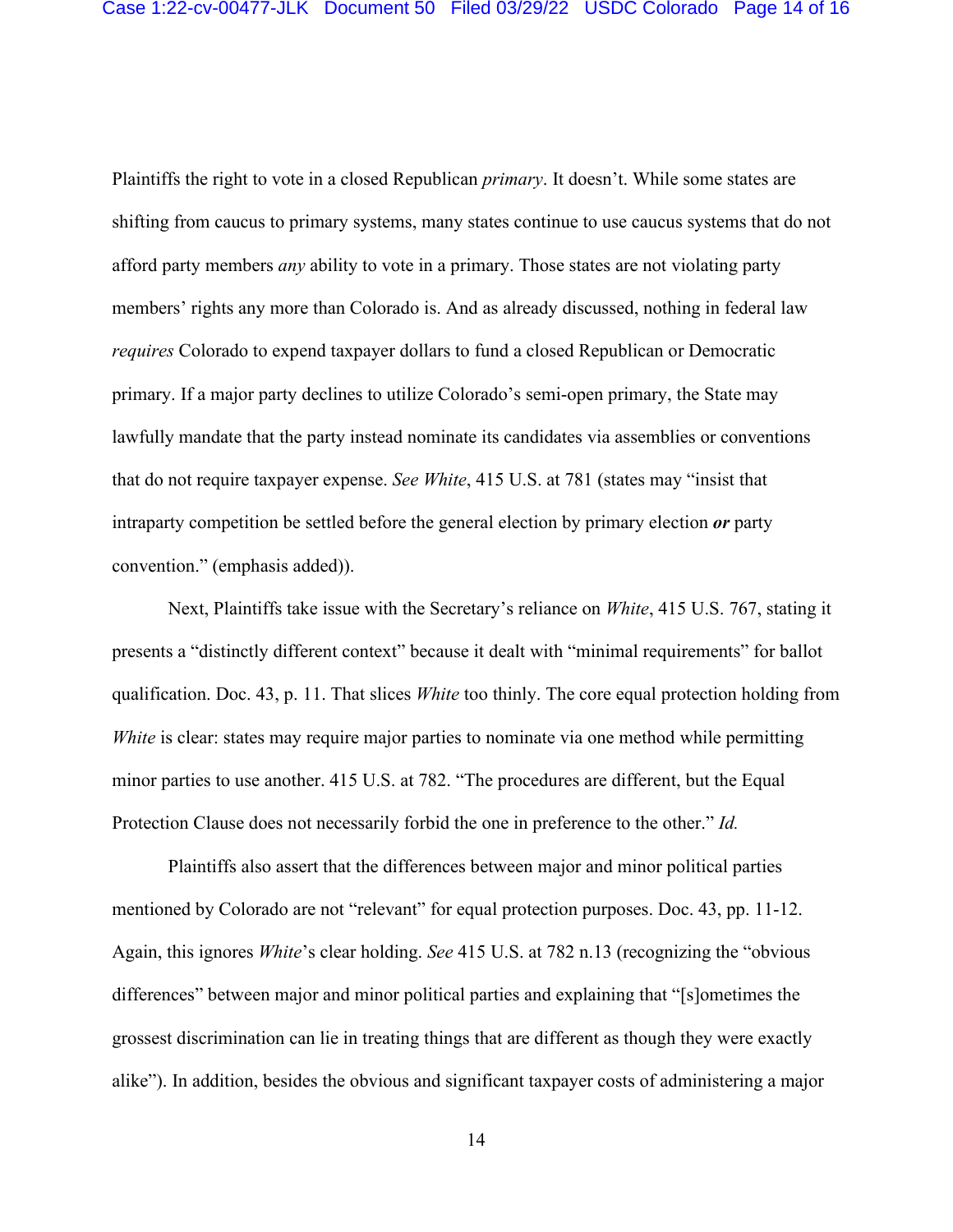Plaintiffs the right to vote in a closed Republican *primary*. It doesn't. While some states are shifting from caucus to primary systems, many states continue to use caucus systems that do not afford party members *any* ability to vote in a primary. Those states are not violating party members' rights any more than Colorado is. And as already discussed, nothing in federal law *requires* Colorado to expend taxpayer dollars to fund a closed Republican or Democratic primary. If a major party declines to utilize Colorado's semi-open primary, the State may lawfully mandate that the party instead nominate its candidates via assemblies or conventions that do not require taxpayer expense. *See White*, 415 U.S. at 781 (states may "insist that intraparty competition be settled before the general election by primary election ***or*** party convention." (emphasis added)).

Next, Plaintiffs take issue with the Secretary's reliance on *White*, 415 U.S. 767, stating it presents a "distinctly different context" because it dealt with "minimal requirements" for ballot qualification. Doc. 43, p. 11. That slices *White* too thinly. The core equal protection holding from *White* is clear: states may require major parties to nominate via one method while permitting minor parties to use another. 415 U.S. at 782. "The procedures are different, but the Equal Protection Clause does not necessarily forbid the one in preference to the other." *Id.*

Plaintiffs also assert that the differences between major and minor political parties mentioned by Colorado are not "relevant" for equal protection purposes. Doc. 43, pp. 11-12. Again, this ignores *White*'s clear holding. *See* 415 U.S. at 782 n.13 (recognizing the "obvious differences" between major and minor political parties and explaining that "[s]ometimes the grossest discrimination can lie in treating things that are different as though they were exactly alike"). In addition, besides the obvious and significant taxpayer costs of administering a major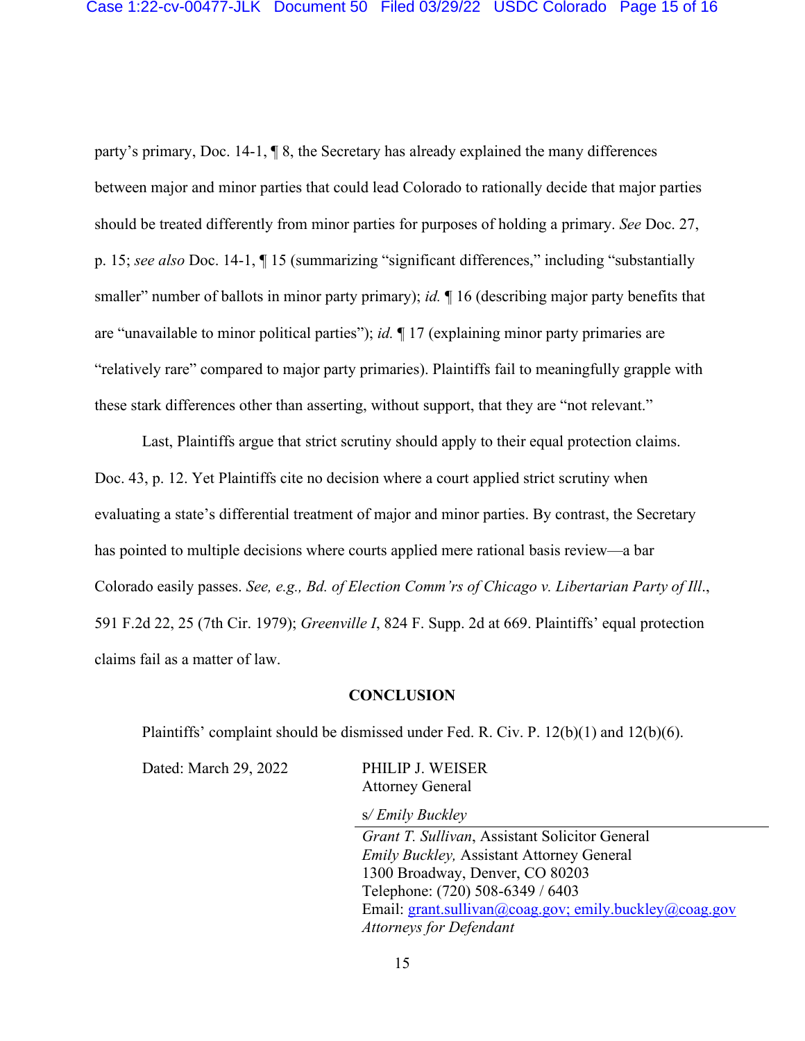party's primary, Doc. 14-1, ¶ 8, the Secretary has already explained the many differences between major and minor parties that could lead Colorado to rationally decide that major parties should be treated differently from minor parties for purposes of holding a primary. *See* Doc. 27, p. 15; *see also* Doc. 14-1, ¶ 15 (summarizing "significant differences," including "substantially smaller" number of ballots in minor party primary); *id.* ¶ 16 (describing major party benefits that are "unavailable to minor political parties"); *id.* ¶ 17 (explaining minor party primaries are "relatively rare" compared to major party primaries). Plaintiffs fail to meaningfully grapple with these stark differences other than asserting, without support, that they are "not relevant."

Last, Plaintiffs argue that strict scrutiny should apply to their equal protection claims. Doc. 43, p. 12. Yet Plaintiffs cite no decision where a court applied strict scrutiny when evaluating a state's differential treatment of major and minor parties. By contrast, the Secretary has pointed to multiple decisions where courts applied mere rational basis review—a bar Colorado easily passes. *See, e.g., Bd. of Election Comm'rs of Chicago v. Libertarian Party of Ill.*, 591 F.2d 22, 25 (7th Cir. 1979); *Greenville I*, 824 F. Supp. 2d at 669. Plaintiffs' equal protection claims fail as a matter of law.

**CONCLUSION**

Plaintiffs' complaint should be dismissed under Fed. R. Civ. P. 12(b)(1) and 12(b)(6).

Dated: March 29, 2022

PHILIP J. WEISER
Attorney General

s/ *Emily Buckley*

*Grant T. Sullivan*, Assistant Solicitor General
*Emily Buckley,* Assistant Attorney General
1300 Broadway, Denver, CO 80203
Telephone: (720) 508-6349 / 6403
Email: grant.sullivan@coag.gov; emily.buckley@coag.gov
*Attorneys for Defendant*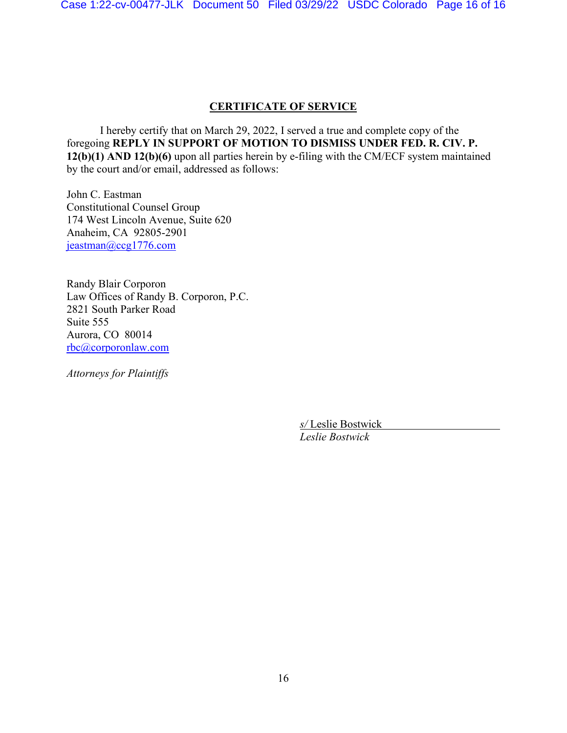## CERTIFICATE OF SERVICE

I hereby certify that on March 29, 2022, I served a true and complete copy of the foregoing **REPLY IN SUPPORT OF MOTION TO DISMISS UNDER FED. R. CIV. P. 12(b)(1) AND 12(b)(6)** upon all parties herein by e-filing with the CM/ECF system maintained by the court and/or email, addressed as follows:

John C. Eastman
Constitutional Counsel Group
174 West Lincoln Avenue, Suite 620
Anaheim, CA 92805-2901
jeastman@ccg1776.com

Randy Blair Corporon
Law Offices of Randy B. Corporon, P.C.
2821 South Parker Road
Suite 555
Aurora, CO 80014
rbc@corporonlaw.com

*Attorneys for Plaintiffs*

*s/* Leslie Bostwick
*Leslie Bostwick*